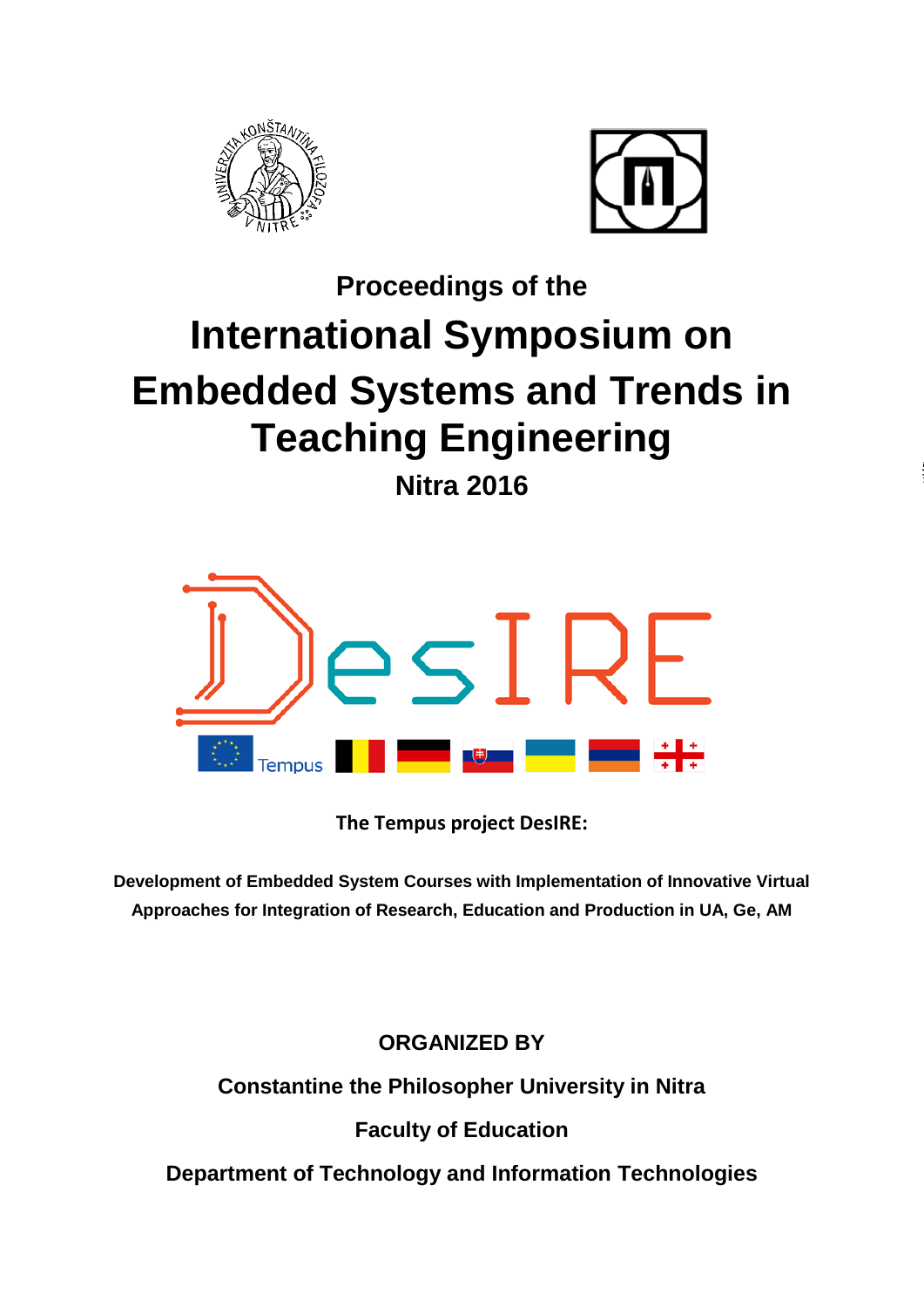Proceedings of the

# International Symposium on Embedded Systems and Trends in Teaching Engineering

**Nitra 2016**

**The Tempus project DesIRE:**

**Development of Embedded System Courses with Implementation of Innovative Virtual Approaches for Integration of Research, Education and Production in UA, Ge, AM**

**ORGANIZED BY**

**Constantine the Philosopher University in Nitra**

**Faculty of Education**

**Department of Technology and Information Technologies**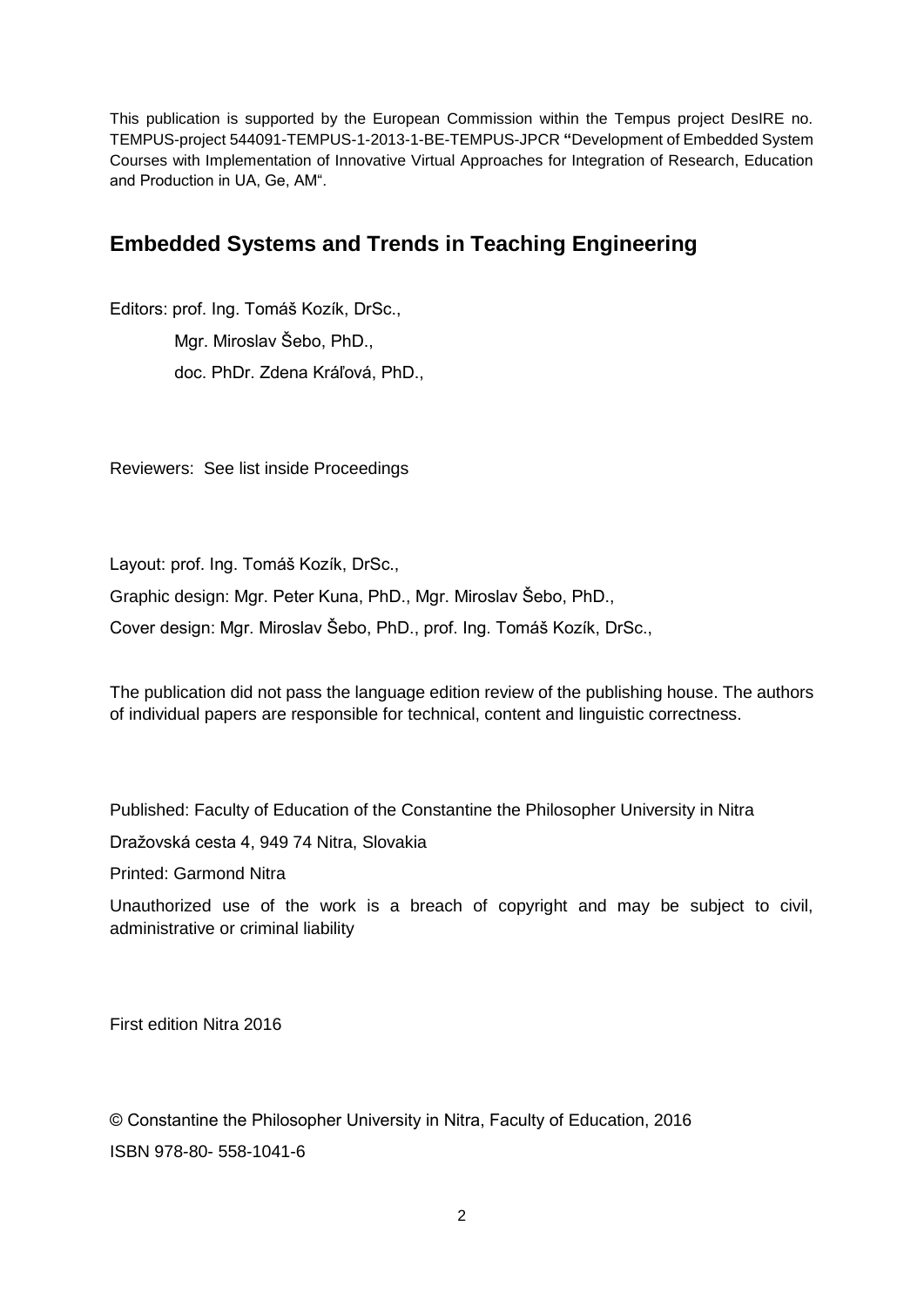This publication is supported by the European Commission within the Tempus project DesIRE no. TEMPUS-project 544091-TEMPUS-1-2013-1-BE-TEMPUS-JPCR **"**Development of Embedded System Courses with Implementation of Innovative Virtual Approaches for Integration of Research, Education and Production in UA, Ge, AM".

## Embedded Systems and Trends in Teaching Engineering

Editors: prof. Ing. Tomáš Kozík, DrSc.,

Mgr. Miroslav Šebo, PhD.,

doc. PhDr. Zdena Kráľová, PhD.,

Reviewers: See list inside Proceedings

Layout: prof. Ing. Tomáš Kozík, DrSc.,

Graphic design: Mgr. Peter Kuna, PhD., Mgr. Miroslav Šebo, PhD.,

Cover design: Mgr. Miroslav Šebo, PhD., prof. Ing. Tomáš Kozík, DrSc.,

The publication did not pass the language edition review of the publishing house. The authors of individual papers are responsible for technical, content and linguistic correctness.

Published: Faculty of Education of the Constantine the Philosopher University in Nitra

Dražovská cesta 4, 949 74 Nitra, Slovakia

Printed: Garmond Nitra

Unauthorized use of the work is a breach of copyright and may be subject to civil, administrative or criminal liability

First edition Nitra 2016

© Constantine the Philosopher University in Nitra, Faculty of Education, 2016

ISBN 978-80- 558-1041-6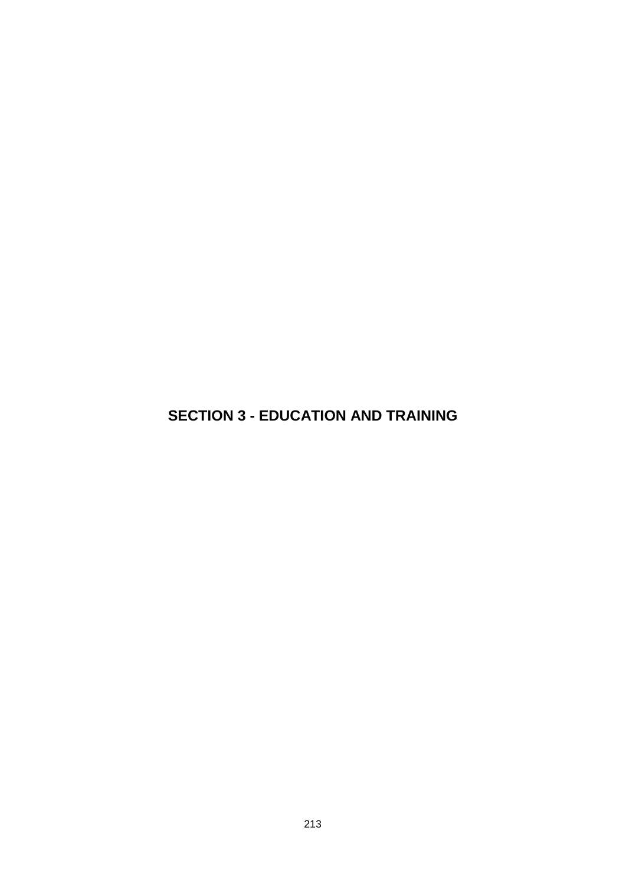# SECTION 3 - EDUCATION AND TRAINING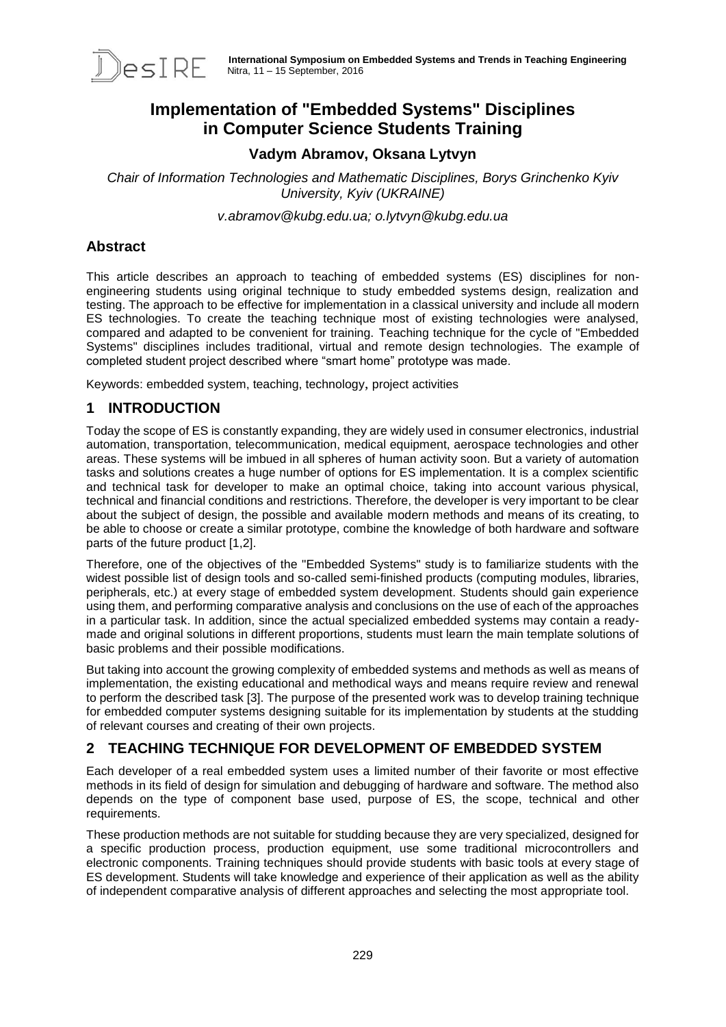# Implementation of "Embedded Systems" Disciplines in Computer Science Students Training

### Vadym Abramov, Oksana Lytvyn

*Chair of Information Technologies and Mathematic Disciplines, Borys Grinchenko Kyiv University, Kyiv (UKRAINE)*

*v.abramov@kubg.edu.ua; o.lytvyn@kubg.edu.ua*

## Abstract

This article describes an approach to teaching of embedded systems (ES) disciplines for non-engineering students using original technique to study embedded systems design, realization and testing. The approach to be effective for implementation in a classical university and include all modern ES technologies. To create the teaching technique most of existing technologies were analysed, compared and adapted to be convenient for training. Teaching technique for the cycle of "Embedded Systems" disciplines includes traditional, virtual and remote design technologies. The example of completed student project described where "smart home" prototype was made.

Keywords: embedded system, teaching, technology, project activities

## 1 INTRODUCTION

Today the scope of ES is constantly expanding, they are widely used in consumer electronics, industrial automation, transportation, telecommunication, medical equipment, aerospace technologies and other areas. These systems will be imbued in all spheres of human activity soon. But a variety of automation tasks and solutions creates a huge number of options for ES implementation. It is a complex scientific and technical task for developer to make an optimal choice, taking into account various physical, technical and financial conditions and restrictions. Therefore, the developer is very important to be clear about the subject of design, the possible and available modern methods and means of its creating, to be able to choose or create a similar prototype, combine the knowledge of both hardware and software parts of the future product [1,2].

Therefore, one of the objectives of the "Embedded Systems" study is to familiarize students with the widest possible list of design tools and so-called semi-finished products (computing modules, libraries, peripherals, etc.) at every stage of embedded system development. Students should gain experience using them, and performing comparative analysis and conclusions on the use of each of the approaches in a particular task. In addition, since the actual specialized embedded systems may contain a ready-made and original solutions in different proportions, students must learn the main template solutions of basic problems and their possible modifications.

But taking into account the growing complexity of embedded systems and methods as well as means of implementation, the existing educational and methodical ways and means require review and renewal to perform the described task [3]. The purpose of the presented work was to develop training technique for embedded computer systems designing suitable for its implementation by students at the studding of relevant courses and creating of their own projects.

## 2 TEACHING TECHNIQUE FOR DEVELOPMENT OF EMBEDDED SYSTEM

Each developer of a real embedded system uses a limited number of their favorite or most effective methods in its field of design for simulation and debugging of hardware and software. The method also depends on the type of component base used, purpose of ES, the scope, technical and other requirements.

These production methods are not suitable for studding because they are very specialized, designed for a specific production process, production equipment, use some traditional microcontrollers and electronic components. Training techniques should provide students with basic tools at every stage of ES development. Students will take knowledge and experience of their application as well as the ability of independent comparative analysis of different approaches and selecting the most appropriate tool.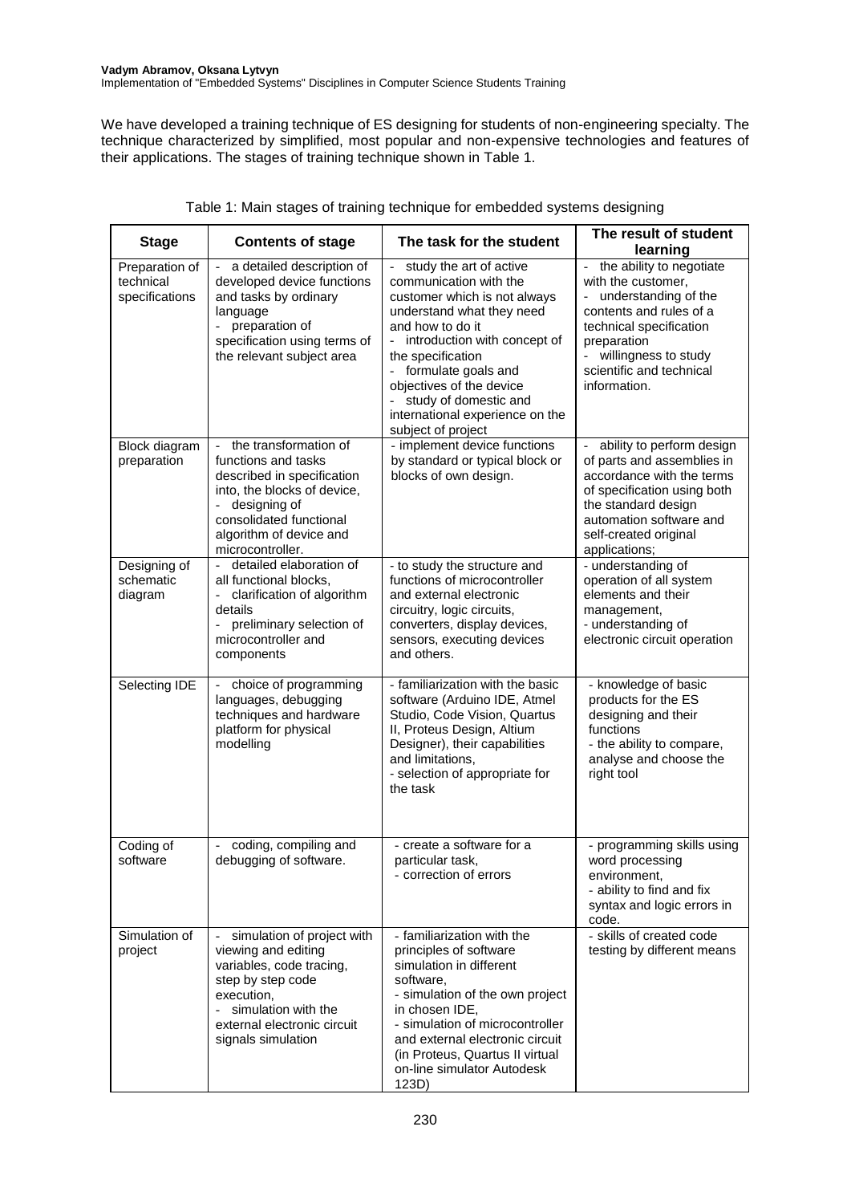We have developed a training technique of ES designing for students of non-engineering specialty. The technique characterized by simplified, most popular and non-expensive technologies and features of their applications. The stages of training technique shown in Table 1.

Table 1: Main stages of training technique for embedded systems designing

| Stage | Contents of stage | The task for the student | The result of student learning |
|---|---|---|---|
| Preparation of technical specifications | - a detailed description of developed device functions and tasks by ordinary language<br>- preparation of specification using terms of the relevant subject area | - study the art of active communication with the customer which is not always understand what they need and how to do it<br>- introduction with concept of the specification<br>- formulate goals and objectives of the device<br>- study of domestic and international experience on the subject of project | - the ability to negotiate with the customer,<br>- understanding of the contents and rules of a technical specification preparation<br>- willingness to study scientific and technical information. |
| Block diagram preparation | - the transformation of functions and tasks described in specification into, the blocks of device,<br>- designing of consolidated functional algorithm of device and microcontroller. | - implement device functions by standard or typical block or blocks of own design. | - ability to perform design of parts and assemblies in accordance with the terms of specification using both the standard design automation software and self-created original applications; |
| Designing of schematic diagram | - detailed elaboration of all functional blocks,<br>- clarification of algorithm details<br>- preliminary selection of microcontroller and components | - to study the structure and functions of microcontroller and external electronic circuitry, logic circuits, converters, display devices, sensors, executing devices and others. | - understanding of operation of all system elements and their management,<br>- understanding of electronic circuit operation |
| Selecting IDE | - choice of programming languages, debugging techniques and hardware platform for physical modelling | - familiarization with the basic software (Arduino IDE, Atmel Studio, Code Vision, Quartus II, Proteus Design, Altium Designer), their capabilities and limitations,<br>- selection of appropriate for the task | - knowledge of basic products for the ES designing and their functions<br>- the ability to compare, analyse and choose the right tool |
| Coding of software | - coding, compiling and debugging of software. | - create a software for a particular task,<br>- correction of errors | - programming skills using word processing environment,<br>- ability to find and fix syntax and logic errors in code. |
| Simulation of project | - simulation of project with viewing and editing variables, code tracing, step by step code execution,<br>- simulation with the external electronic circuit signals simulation | - familiarization with the principles of software simulation in different software,<br>- simulation of the own project in chosen IDE,<br>- simulation of microcontroller and external electronic circuit (in Proteus, Quartus II virtual on-line simulator Autodesk 123D) | - skills of created code testing by different means |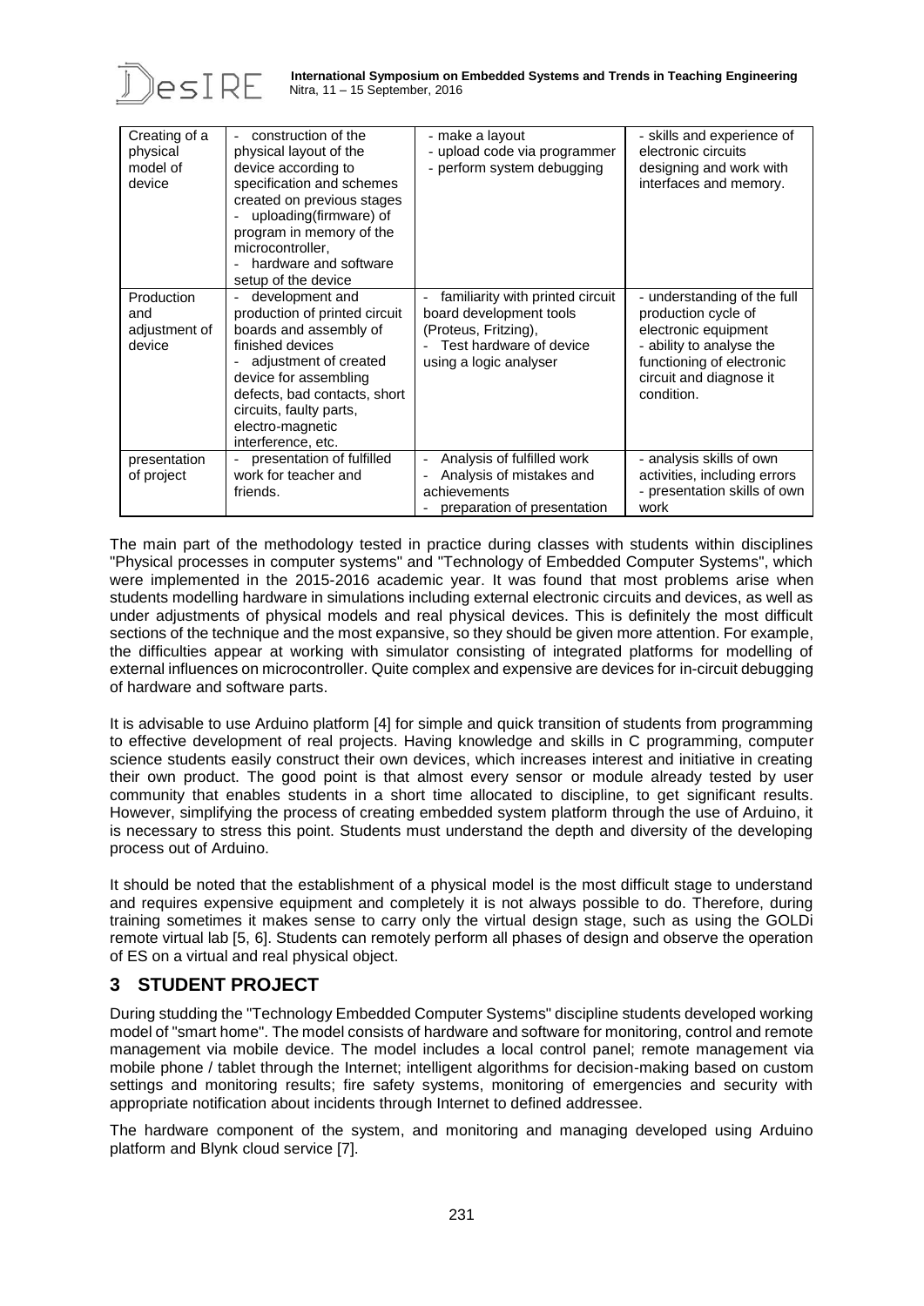| Creating of a physical model of device | - construction of the physical layout of the device according to specification and schemes created on previous stages<br>- uploading(firmware) of program in memory of the microcontroller,<br>- hardware and software setup of the device | - make a layout<br>- upload code via programmer<br>- perform system debugging | - skills and experience of electronic circuits designing and work with interfaces and memory. |
|---|---|---|---|
| Production and adjustment of device | - development and production of printed circuit boards and assembly of finished devices<br>- adjustment of created device for assembling defects, bad contacts, short circuits, faulty parts, electro-magnetic interference, etc. | - familiarity with printed circuit board development tools (Proteus, Fritzing),<br>- Test hardware of device using a logic analyser | - understanding of the full production cycle of electronic equipment<br>- ability to analyse the functioning of electronic circuit and diagnose it condition. |
| presentation of project | - presentation of fulfilled work for teacher and friends. | - Analysis of fulfilled work<br>- Analysis of mistakes and achievements<br>- preparation of presentation | - analysis skills of own activities, including errors<br>- presentation skills of own work |

The main part of the methodology tested in practice during classes with students within disciplines "Physical processes in computer systems" and "Technology of Embedded Computer Systems", which were implemented in the 2015-2016 academic year. It was found that most problems arise when students modelling hardware in simulations including external electronic circuits and devices, as well as under adjustments of physical models and real physical devices. This is definitely the most difficult sections of the technique and the most expansive, so they should be given more attention. For example, the difficulties appear at working with simulator consisting of integrated platforms for modelling of external influences on microcontroller. Quite complex and expensive are devices for in-circuit debugging of hardware and software parts.

It is advisable to use Arduino platform [4] for simple and quick transition of students from programming to effective development of real projects. Having knowledge and skills in C programming, computer science students easily construct their own devices, which increases interest and initiative in creating their own product. The good point is that almost every sensor or module already tested by user community that enables students in a short time allocated to discipline, to get significant results. However, simplifying the process of creating embedded system platform through the use of Arduino, it is necessary to stress this point. Students must understand the depth and diversity of the developing process out of Arduino.

It should be noted that the establishment of a physical model is the most difficult stage to understand and requires expensive equipment and completely it is not always possible to do. Therefore, during training sometimes it makes sense to carry only the virtual design stage, such as using the GOLDi remote virtual lab [5, 6]. Students can remotely perform all phases of design and observe the operation of ES on a virtual and real physical object.

## 3 STUDENT PROJECT

During studding the "Technology Embedded Computer Systems" discipline students developed working model of "smart home". The model consists of hardware and software for monitoring, control and remote management via mobile device. The model includes a local control panel; remote management via mobile phone / tablet through the Internet; intelligent algorithms for decision-making based on custom settings and monitoring results; fire safety systems, monitoring of emergencies and security with appropriate notification about incidents through Internet to defined addressee.

The hardware component of the system, and monitoring and managing developed using Arduino platform and Blynk cloud service [7].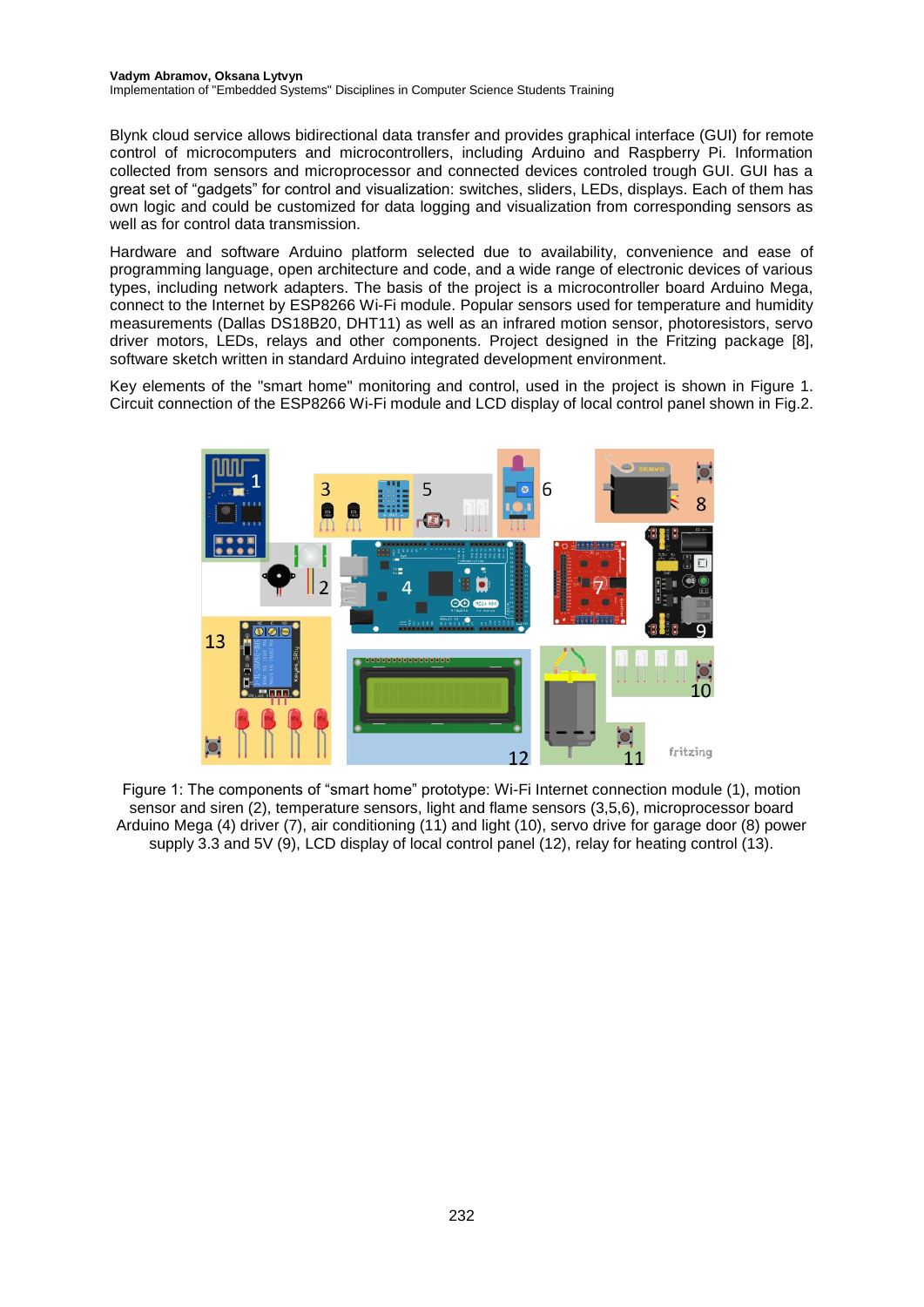Blynk cloud service allows bidirectional data transfer and provides graphical interface (GUI) for remote control of microcomputers and microcontrollers, including Arduino and Raspberry Pi. Information collected from sensors and microprocessor and connected devices controled trough GUI. GUI has a great set of “gadgets” for control and visualization: switches, sliders, LEDs, displays. Each of them has own logic and could be customized for data logging and visualization from corresponding sensors as well as for control data transmission.

Hardware and software Arduino platform selected due to availability, convenience and ease of programming language, open architecture and code, and a wide range of electronic devices of various types, including network adapters. The basis of the project is a microcontroller board Arduino Mega, connect to the Internet by ESP8266 Wi-Fi module. Popular sensors used for temperature and humidity measurements (Dallas DS18B20, DHT11) as well as an infrared motion sensor, photoresistors, servo driver motors, LEDs, relays and other components. Project designed in the Fritzing package [8], software sketch written in standard Arduino integrated development environment.

Key elements of the "smart home" monitoring and control, used in the project is shown in Figure 1. Circuit connection of the ESP8266 Wi-Fi module and LCD display of local control panel shown in Fig.2.

Figure 1: The components of “smart home” prototype: Wi-Fi Internet connection module (1), motion sensor and siren (2), temperature sensors, light and flame sensors (3,5,6), microprocessor board Arduino Mega (4) driver (7), air conditioning (11) and light (10), servo drive for garage door (8) power supply 3.3 and 5V (9), LCD display of local control panel (12), relay for heating control (13).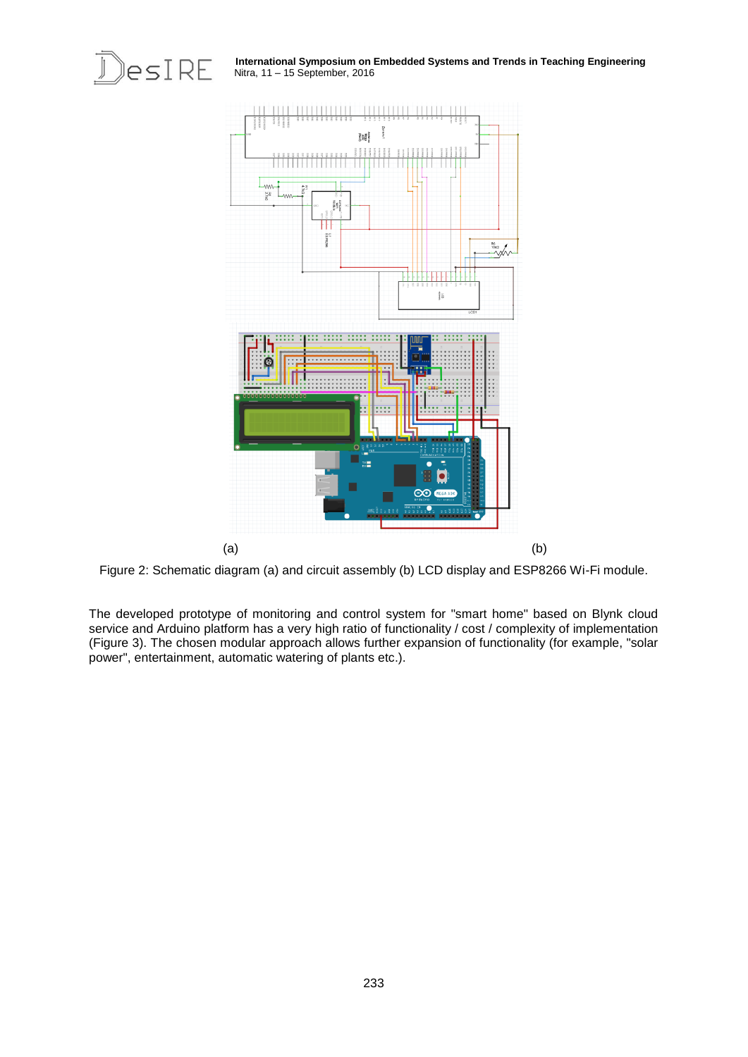(a) (b)

Figure 2: Schematic diagram (a) and circuit assembly (b) LCD display and ESP8266 Wi-Fi module.

The developed prototype of monitoring and control system for "smart home" based on Blynk cloud service and Arduino platform has a very high ratio of functionality / cost / complexity of implementation (Figure 3). The chosen modular approach allows further expansion of functionality (for example, "solar power", entertainment, automatic watering of plants etc.).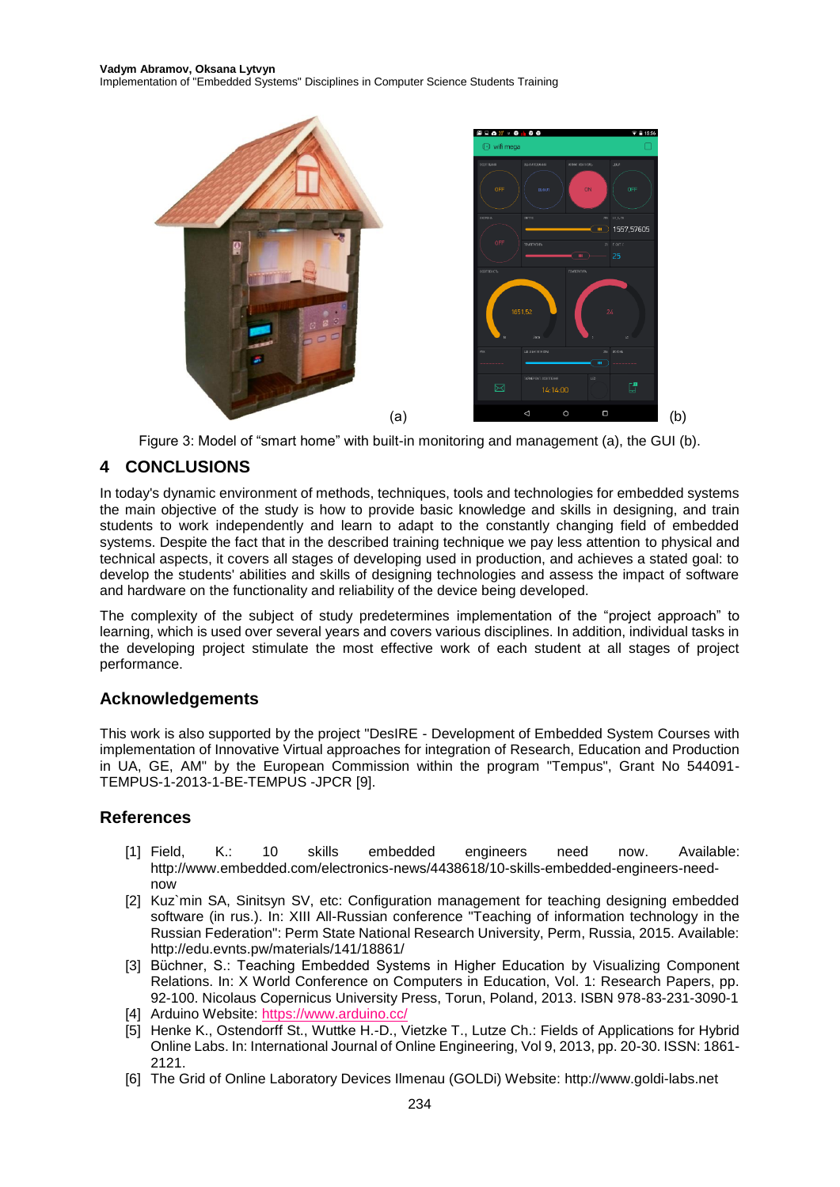(a) (b)

Figure 3: Model of "smart home" with built-in monitoring and management (a), the GUI (b).

## 4 CONCLUSIONS

In today's dynamic environment of methods, techniques, tools and technologies for embedded systems the main objective of the study is how to provide basic knowledge and skills in designing, and train students to work independently and learn to adapt to the constantly changing field of embedded systems. Despite the fact that in the described training technique we pay less attention to physical and technical aspects, it covers all stages of developing used in production, and achieves a stated goal: to develop the students' abilities and skills of designing technologies and assess the impact of software and hardware on the functionality and reliability of the device being developed.

The complexity of the subject of study predetermines implementation of the "project approach" to learning, which is used over several years and covers various disciplines. In addition, individual tasks in the developing project stimulate the most effective work of each student at all stages of project performance.

### Acknowledgements

This work is also supported by the project "DesIRE - Development of Embedded System Courses with implementation of Innovative Virtual approaches for integration of Research, Education and Production in UA, GE, AM" by the European Commission within the program "Tempus", Grant No 544091-TEMPUS-1-2013-1-BE-TEMPUS -JPCR [9].

### References

[1] Field, K.: 10 skills embedded engineers need now. Available: http://www.embedded.com/electronics-news/4438618/10-skills-embedded-engineers-need-now

[2] Kuz`min SA, Sinitsyn SV, etc: Configuration management for teaching designing embedded software (in rus.). In: XIII All-Russian conference "Teaching of information technology in the Russian Federation": Perm State National Research University, Perm, Russia, 2015. Available: http://edu.evnts.pw/materials/141/18861/

[3] Büchner, S.: Teaching Embedded Systems in Higher Education by Visualizing Component Relations. In: X World Conference on Computers in Education, Vol. 1: Research Papers, pp. 92-100. Nicolaus Copernicus University Press, Torun, Poland, 2013. ISBN 978-83-231-3090-1

[4] Arduino Website: https://www.arduino.cc/

[5] Henke K., Ostendorff St., Wuttke H.-D., Vietzke T., Lutze Ch.: Fields of Applications for Hybrid Online Labs. In: International Journal of Online Engineering, Vol 9, 2013, pp. 20-30. ISSN: 1861-2121.

[6] The Grid of Online Laboratory Devices Ilmenau (GOLDi) Website: http://www.goldi-labs.net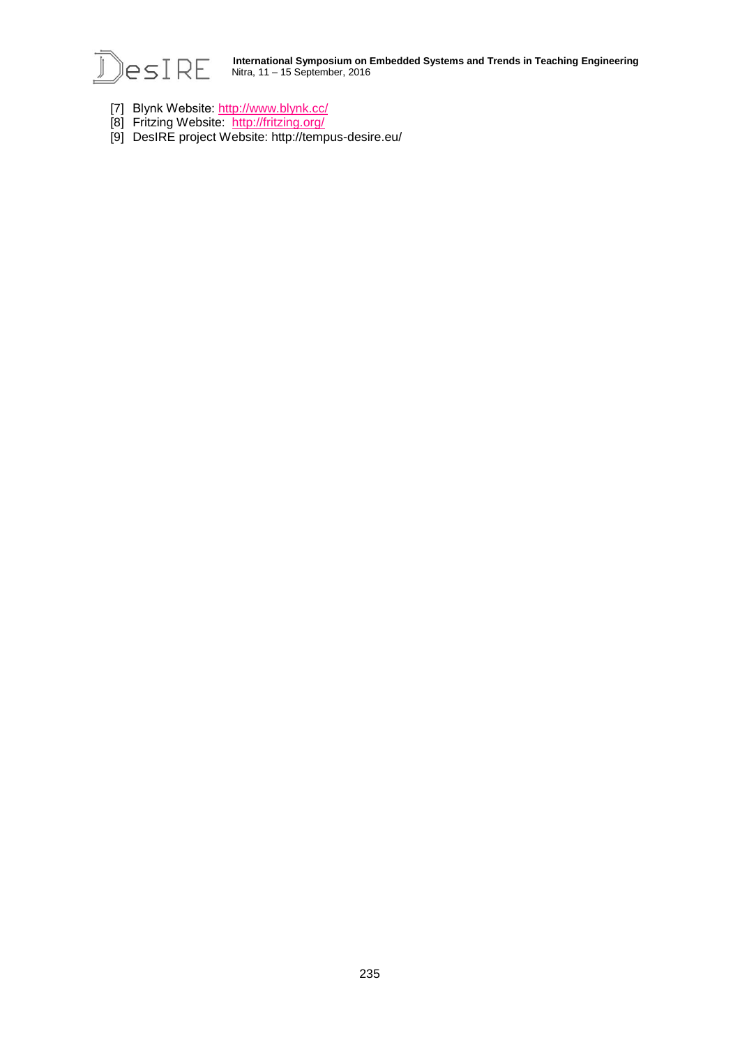[7] Blynk Website: http://www.blynk.cc/
[8] Fritzing Website: http://fritzing.org/
[9] DesIRE project Website: http://tempus-desire.eu/